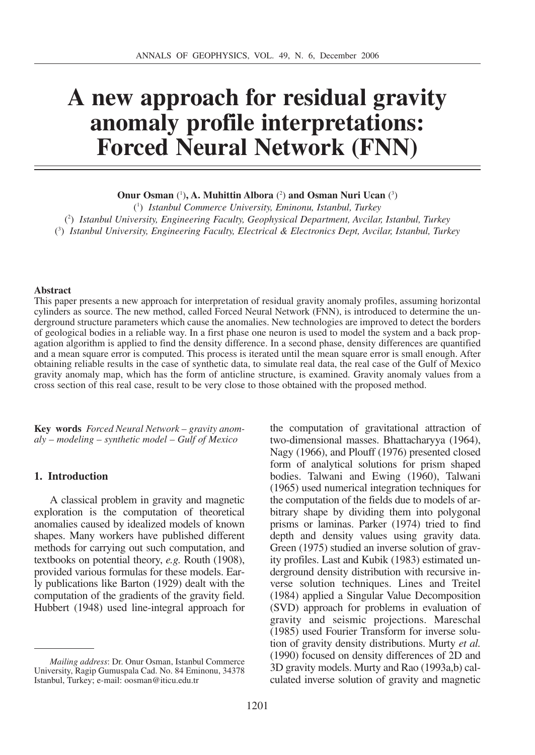# A new approach for residual gravity anomaly profile interpretations: Forced Neural Network (FNN)

**Onur Osman** [1], **A. Muhittin Albora** [2] **and Osman Nuri Ucan** [3]

[1] *Istanbul Commerce University, Eminonu, Istanbul, Turkey*

[2] *Istanbul University, Engineering Faculty, Geophysical Department, Avcilar, Istanbul, Turkey*

[3] *Istanbul University, Engineering Faculty, Electrical & Electronics Dept, Avcilar, Istanbul, Turkey*

**Abstract**

This paper presents a new approach for interpretation of residual gravity anomaly profiles, assuming horizontal cylinders as source. The new method, called Forced Neural Network (FNN), is introduced to determine the underground structure parameters which cause the anomalies. New technologies are improved to detect the borders of geological bodies in a reliable way. In a first phase one neuron is used to model the system and a back propagation algorithm is applied to find the density difference. In a second phase, density differences are quantified and a mean square error is computed. This process is iterated until the mean square error is small enough. After obtaining reliable results in the case of synthetic data, to simulate real data, the real case of the Gulf of Mexico gravity anomaly map, which has the form of anticline structure, is examined. Gravity anomaly values from a cross section of this real case, result to be very close to those obtained with the proposed method.

**Key words** *Forced Neural Network – gravity anomaly – modeling – synthetic model – Gulf of Mexico*

## 1. Introduction

A classical problem in gravity and magnetic exploration is the computation of theoretical anomalies caused by idealized models of known shapes. Many workers have published different methods for carrying out such computation, and textbooks on potential theory, *e.g.* Routh (1908), provided various formulas for these models. Early publications like Barton (1929) dealt with the computation of the gradients of the gravity field. Hubbert (1948) used line-integral approach for the computation of gravitational attraction of two-dimensional masses. Bhattacharyya (1964), Nagy (1966), and Plouff (1976) presented closed form of analytical solutions for prism shaped bodies. Talwani and Ewing (1960), Talwani (1965) used numerical integration techniques for the computation of the fields due to models of arbitrary shape by dividing them into polygonal prisms or laminas. Parker (1974) tried to find depth and density values using gravity data. Green (1975) studied an inverse solution of gravity profiles. Last and Kubik (1983) estimated underground density distribution with recursive inverse solution techniques. Lines and Treitel (1984) applied a Singular Value Decomposition (SVD) approach for problems in evaluation of gravity and seismic projections. Mareschal (1985) used Fourier Transform for inverse solution of gravity density distributions. Murty *et al.* (1990) focused on density differences of 2D and 3D gravity models. Murty and Rao (1993a,b) calculated inverse solution of gravity and magnetic

---

*Mailing address*: Dr. Onur Osman, Istanbul Commerce University, Ragip Gumuspala Cad. No. 84 Eminonu, 34378 Istanbul, Turkey; e-mail: oosman@iticu.edu.tr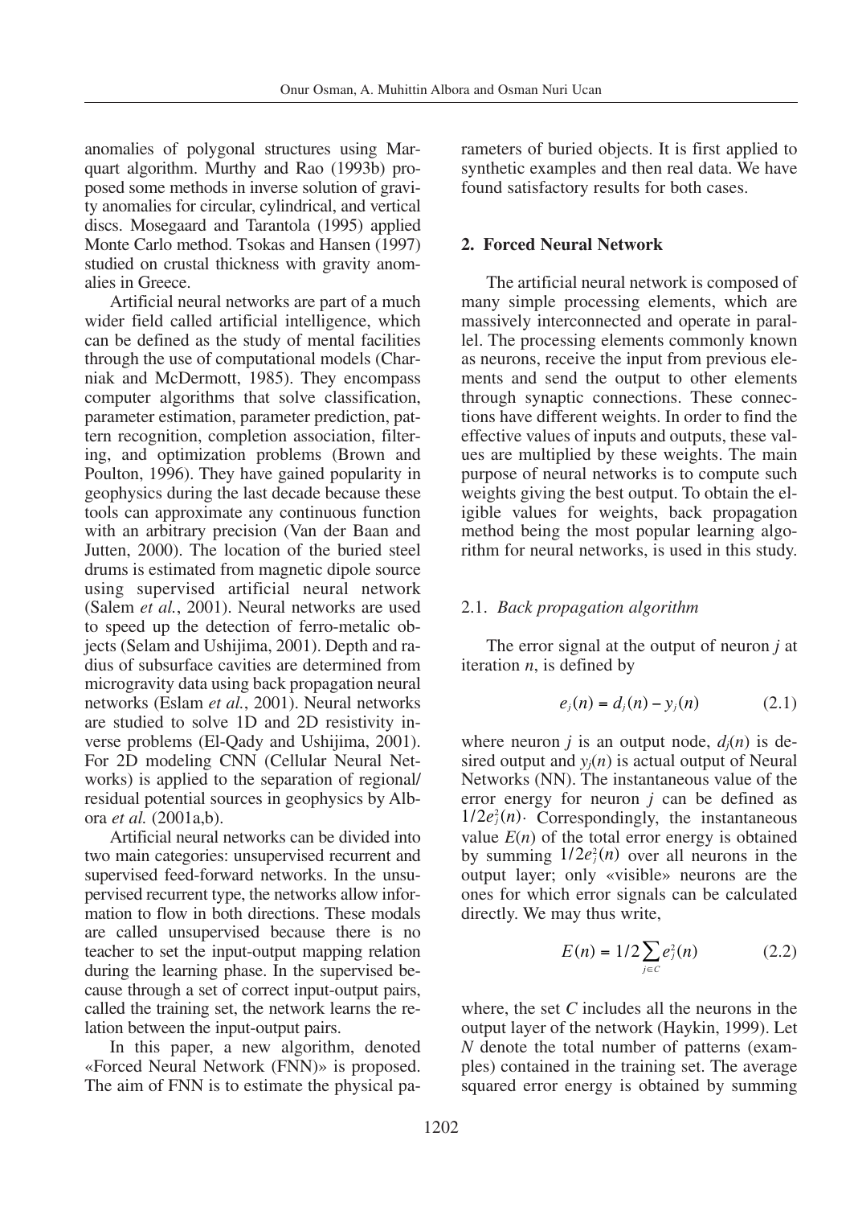anomalies of polygonal structures using Marquart algorithm. Murthy and Rao (1993b) proposed some methods in inverse solution of gravity anomalies for circular, cylindrical, and vertical discs. Mosegaard and Tarantola (1995) applied Monte Carlo method. Tsokas and Hansen (1997) studied on crustal thickness with gravity anomalies in Greece.

Artificial neural networks are part of a much wider field called artificial intelligence, which can be defined as the study of mental facilities through the use of computational models (Charniak and McDermott, 1985). They encompass computer algorithms that solve classification, parameter estimation, parameter prediction, pattern recognition, completion association, filtering, and optimization problems (Brown and Poulton, 1996). They have gained popularity in geophysics during the last decade because these tools can approximate any continuous function with an arbitrary precision (Van der Baan and Jutten, 2000). The location of the buried steel drums is estimated from magnetic dipole source using supervised artificial neural network (Salem *et al.*, 2001). Neural networks are used to speed up the detection of ferro-metalic objects (Selam and Ushijima, 2001). Depth and radius of subsurface cavities are determined from microgravity data using back propagation neural networks (Eslam *et al.*, 2001). Neural networks are studied to solve 1D and 2D resistivity inverse problems (El-Qady and Ushijima, 2001). For 2D modeling CNN (Cellular Neural Networks) is applied to the separation of regional/residual potential sources in geophysics by Albora *et al.* (2001a,b).

Artificial neural networks can be divided into two main categories: unsupervised recurrent and supervised feed-forward networks. In the unsupervised recurrent type, the networks allow information to flow in both directions. These modals are called unsupervised because there is no teacher to set the input-output mapping relation during the learning phase. In the supervised because through a set of correct input-output pairs, called the training set, the network learns the relation between the input-output pairs.

In this paper, a new algorithm, denoted «Forced Neural Network (FNN)» is proposed. The aim of FNN is to estimate the physical parameters of buried objects. It is first applied to synthetic examples and then real data. We have found satisfactory results for both cases.

## 2. Forced Neural Network

The artificial neural network is composed of many simple processing elements, which are massively interconnected and operate in parallel. The processing elements commonly known as neurons, receive the input from previous elements and send the output to other elements through synaptic connections. These connections have different weights. In order to find the effective values of inputs and outputs, these values are multiplied by these weights. The main purpose of neural networks is to compute such weights giving the best output. To obtain the eligible values for weights, back propagation method being the most popular learning algorithm for neural networks, is used in this study.

### 2.1. *Back propagation algorithm*

The error signal at the output of neuron $j$ at iteration $n$, is defined by

$$e_j(n) = d_j(n) - y_j(n) \tag{2.1}$$

where neuron $j$ is an output node, $d_j(n)$ is desired output and $y_j(n)$ is actual output of Neural Networks (NN). The instantaneous value of the error energy for neuron $j$ can be defined as $1/2e_j^2(n)$. Correspondingly, the instantaneous value $E(n)$ of the total error energy is obtained by summing $1/2e_j^2(n)$ over all neurons in the output layer; only «visible» neurons are the ones for which error signals can be calculated directly. We may thus write,

$$E(n) = 1/2\sum_{j \in C} e_j^2(n) \tag{2.2}$$

where, the set $C$ includes all the neurons in the output layer of the network (Haykin, 1999). Let $N$ denote the total number of patterns (examples) contained in the training set. The average squared error energy is obtained by summing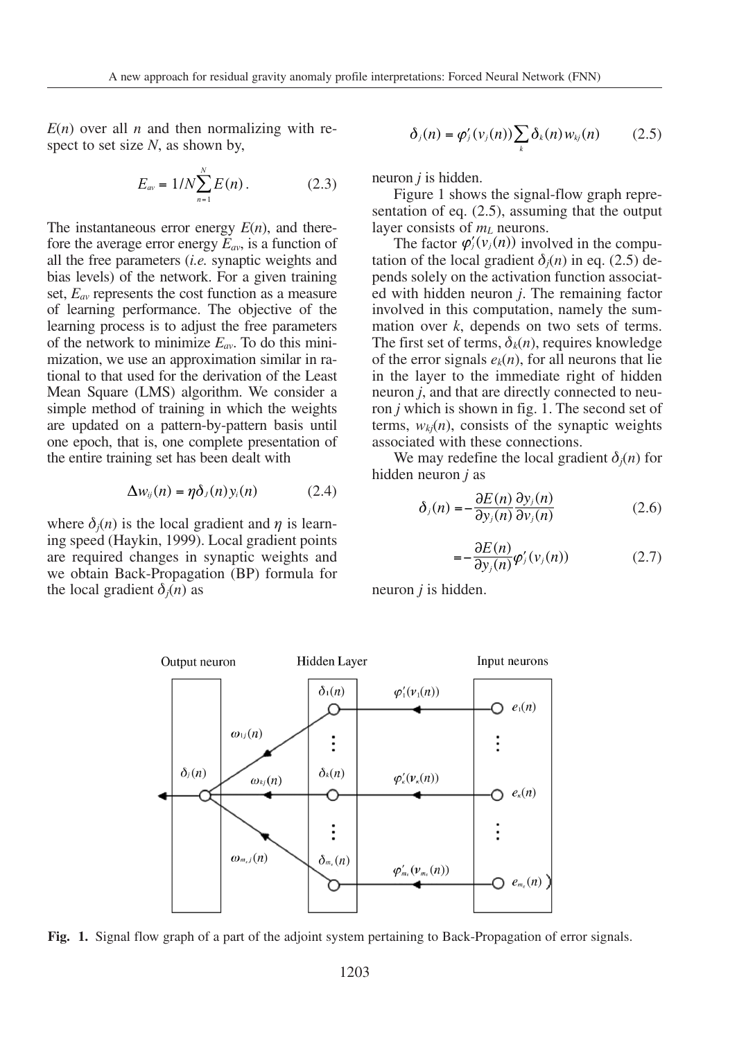$E(n)$ over all $n$ and then normalizing with respect to set size $N$, as shown by,

$$E_{av} = 1/N\sum_{n=1}^{N} E(n). \tag{2.3}$$

The instantaneous error energy $E(n)$, and therefore the average error energy $E_{av}$, is a function of all the free parameters (*i.e.* synaptic weights and bias levels) of the network. For a given training set, $E_{av}$ represents the cost function as a measure of learning performance. The objective of the learning process is to adjust the free parameters of the network to minimize $E_{av}$. To do this minimization, we use an approximation similar in rational to that used for the derivation of the Least Mean Square (LMS) algorithm. We consider a simple method of training in which the weights are updated on a pattern-by-pattern basis until one epoch, that is, one complete presentation of the entire training set has been dealt with

$$\Delta w_{ij}(n) = \eta \delta_J(n) y_i(n) \tag{2.4}$$

where $\delta_j(n)$ is the local gradient and $\eta$ is learning speed (Haykin, 1999). Local gradient points are required changes in synaptic weights and we obtain Back-Propagation (BP) formula for the local gradient $\delta_j(n)$ as

$$\delta_j(n) = \varphi'_j(v_j(n))\sum_k \delta_k(n) w_{kj}(n) \tag{2.5}$$

neuron $j$ is hidden.

Figure 1 shows the signal-flow graph representation of eq. (2.5), assuming that the output layer consists of $m_L$ neurons.

The factor $\varphi'_j(v_j(n))$ involved in the computation of the local gradient $\delta_j(n)$ in eq. (2.5) depends solely on the activation function associated with hidden neuron $j$. The remaining factor involved in this computation, namely the summation over $k$, depends on two sets of terms. The first set of terms, $\delta_k(n)$, requires knowledge of the error signals $e_k(n)$, for all neurons that lie in the layer to the immediate right of hidden neuron $j$, and that are directly connected to neuron $j$ which is shown in fig. 1. The second set of terms, $w_{kj}(n)$, consists of the synaptic weights associated with these connections.

We may redefine the local gradient $\delta_j(n)$ for hidden neuron $j$ as

$$\delta_j(n) = -\frac{\partial E(n)}{\partial y_j(n)}\frac{\partial y_j(n)}{\partial v_j(n)} \tag{2.6}$$

$$= -\frac{\partial E(n)}{\partial y_j(n)}\varphi'_j(v_j(n)) \tag{2.7}$$

neuron $j$ is hidden.

**Fig. 1.** Signal flow graph of a part of the adjoint system pertaining to Back-Propagation of error signals.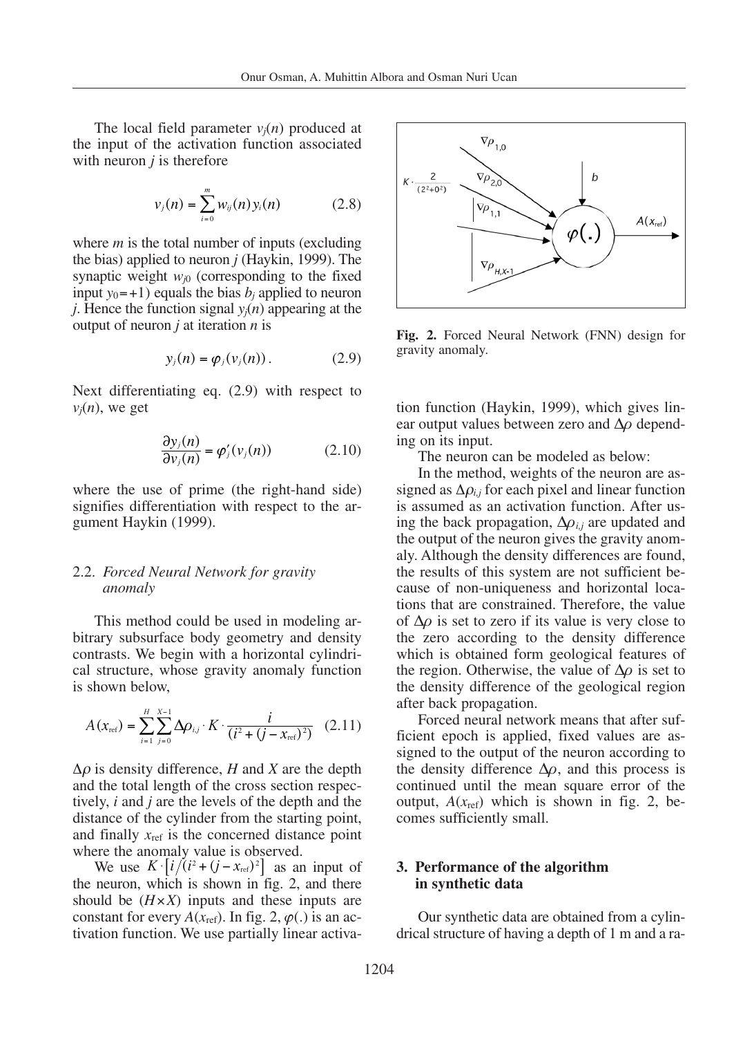The local field parameter $v_j(n)$ produced at the input of the activation function associated with neuron $j$ is therefore

$$v_j(n) = \sum_{i=0}^{m} w_{ij}(n) y_i(n) \tag{2.8}$$

where $m$ is the total number of inputs (excluding the bias) applied to neuron $j$ (Haykin, 1999). The synaptic weight $w_{j0}$ (corresponding to the fixed input $y_0 = +1$) equals the bias $b_j$ applied to neuron $j$. Hence the function signal $y_j(n)$ appearing at the output of neuron $j$ at iteration $n$ is

$$y_j(n) = \varphi_j(v_j(n)). \tag{2.9}$$

Next differentiating eq. (2.9) with respect to $v_j(n)$, we get

$$\frac{\partial y_j(n)}{\partial v_j(n)} = \varphi_j'(v_j(n)) \tag{2.10}$$

where the use of prime (the right-hand side) signifies differentiation with respect to the argument Haykin (1999).

### 2.2. *Forced Neural Network for gravity anomaly*

This method could be used in modeling arbitrary subsurface body geometry and density contrasts. We begin with a horizontal cylindrical structure, whose gravity anomaly function is shown below,

$$A(x_{\text{ref}}) = \sum_{i=1}^{H} \sum_{j=0}^{X-1} \Delta\rho_{i,j} \cdot K \cdot \frac{i}{(i^2 + (j - x_{\text{ref}})^2)} \tag{2.11}$$

$\Delta\rho$ is density difference, $H$ and $X$ are the depth and the total length of the cross section respectively, $i$ and $j$ are the levels of the depth and the distance of the cylinder from the starting point, and finally $x_{\text{ref}}$ is the concerned distance point where the anomaly value is observed.

We use $K \cdot \left[ i / (i^2 + (j - x_{\text{ref}})^2 \right]$ as an input of the neuron, which is shown in fig. 2, and there should be $(H \times X)$ inputs and these inputs are constant for every $A(x_{\text{ref}})$. In fig. 2, $\varphi(.)$ is an activation function. We use partially linear activation function (Haykin, 1999), which gives linear output values between zero and $\Delta\rho$ depending on its input.

**Fig. 2.** Forced Neural Network (FNN) design for gravity anomaly.

The neuron can be modeled as below:

In the method, weights of the neuron are assigned as $\Delta\rho_{i,j}$ for each pixel and linear function is assumed as an activation function. After using the back propagation, $\Delta\rho_{i,j}$ are updated and the output of the neuron gives the gravity anomaly. Although the density differences are found, the results of this system are not sufficient because of non-uniqueness and horizontal locations that are constrained. Therefore, the value of $\Delta\rho$ is set to zero if its value is very close to the zero according to the density difference which is obtained form geological features of the region. Otherwise, the value of $\Delta\rho$ is set to the density difference of the geological region after back propagation.

Forced neural network means that after sufficient epoch is applied, fixed values are assigned to the output of the neuron according to the density difference $\Delta\rho$, and this process is continued until the mean square error of the output, $A(x_{\text{ref}})$ which is shown in fig. 2, becomes sufficiently small.

## 3. Performance of the algorithm in synthetic data

Our synthetic data are obtained from a cylindrical structure of having a depth of 1 m and a ra-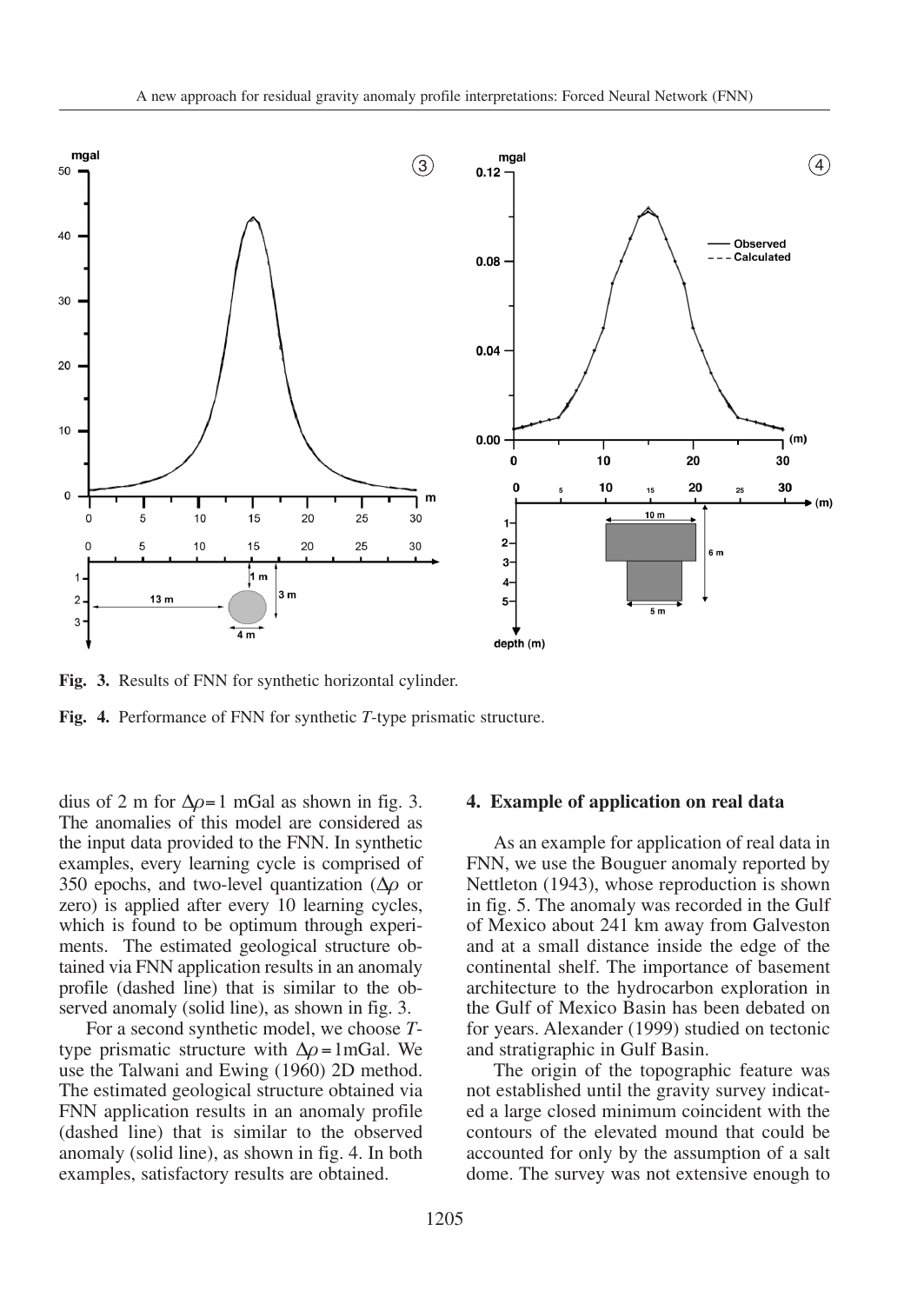**Fig. 3.** Results of FNN for synthetic horizontal cylinder.

**Fig. 4.** Performance of FNN for synthetic *T*-type prismatic structure.

dius of 2 m for $\Delta\rho = 1$ mGal as shown in fig. 3. The anomalies of this model are considered as the input data provided to the FNN. In synthetic examples, every learning cycle is comprised of 350 epochs, and two-level quantization ($\Delta\rho$ or zero) is applied after every 10 learning cycles, which is found to be optimum through experiments. The estimated geological structure obtained via FNN application results in an anomaly profile (dashed line) that is similar to the observed anomaly (solid line), as shown in fig. 3.

For a second synthetic model, we choose *T*-type prismatic structure with $\Delta\rho = 1$mGal. We use the Talwani and Ewing (1960) 2D method. The estimated geological structure obtained via FNN application results in an anomaly profile (dashed line) that is similar to the observed anomaly (solid line), as shown in fig. 4. In both examples, satisfactory results are obtained.

## 4. Example of application on real data

As an example for application of real data in FNN, we use the Bouguer anomaly reported by Nettleton (1943), whose reproduction is shown in fig. 5. The anomaly was recorded in the Gulf of Mexico about 241 km away from Galveston and at a small distance inside the edge of the continental shelf. The importance of basement architecture to the hydrocarbon exploration in the Gulf of Mexico Basin has been debated on for years. Alexander (1999) studied on tectonic and stratigraphic in Gulf Basin.

The origin of the topographic feature was not established until the gravity survey indicated a large closed minimum coincident with the contours of the elevated mound that could be accounted for only by the assumption of a salt dome. The survey was not extensive enough to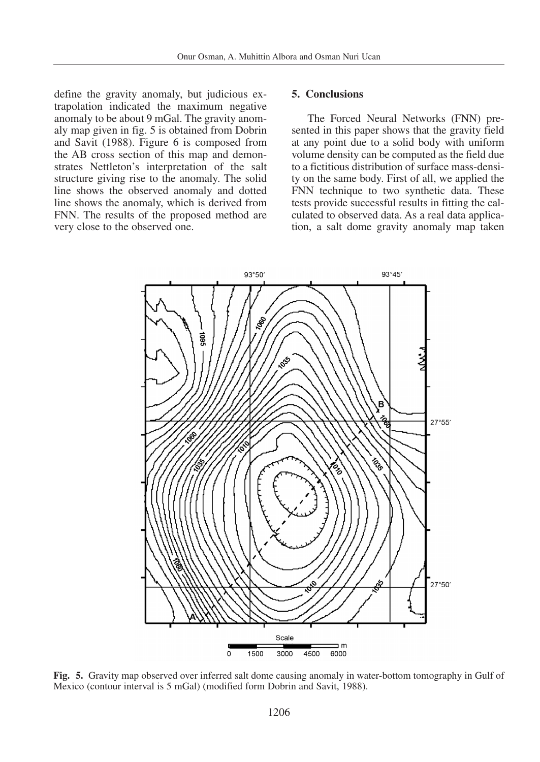define the gravity anomaly, but judicious extrapolation indicated the maximum negative anomaly to be about 9 mGal. The gravity anomaly map given in fig. 5 is obtained from Dobrin and Savit (1988). Figure 6 is composed from the AB cross section of this map and demonstrates Nettleton's interpretation of the salt structure giving rise to the anomaly. The solid line shows the observed anomaly and dotted line shows the anomaly, which is derived from FNN. The results of the proposed method are very close to the observed one.

## 5. Conclusions

The Forced Neural Networks (FNN) presented in this paper shows that the gravity field at any point due to a solid body with uniform volume density can be computed as the field due to a fictitious distribution of surface mass-density on the same body. First of all, we applied the FNN technique to two synthetic data. These tests provide successful results in fitting the calculated to observed data. As a real data application, a salt dome gravity anomaly map taken

**Fig. 5.** Gravity map observed over inferred salt dome causing anomaly in water-bottom tomography in Gulf of Mexico (contour interval is 5 mGal) (modified form Dobrin and Savit, 1988).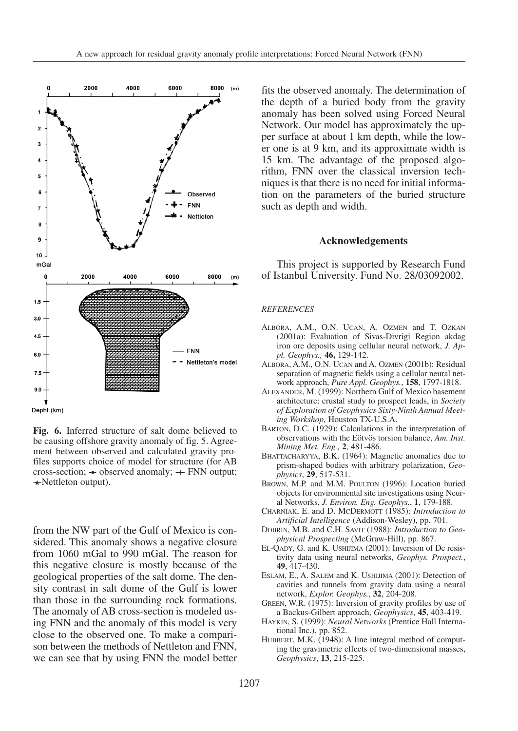**Fig. 6.** Inferred structure of salt dome believed to be causing offshore gravity anomaly of fig. 5. Agreement between observed and calculated gravity profiles supports choice of model for structure (for AB cross-section; -•- observed anomaly; -+- FNN output; -★-Nettleton output).

from the NW part of the Gulf of Mexico is considered. This anomaly shows a negative closure from 1060 mGal to 990 mGal. The reason for this negative closure is mostly because of the geological properties of the salt dome. The density contrast in salt dome of the Gulf is lower than those in the surrounding rock formations. The anomaly of AB cross-section is modeled using FNN and the anomaly of this model is very close to the observed one. To make a comparison between the methods of Nettleton and FNN, we can see that by using FNN the model better fits the observed anomaly. The determination of the depth of a buried body from the gravity anomaly has been solved using Forced Neural Network. Our model has approximately the upper surface at about 1 km depth, while the lower one is at 9 km, and its approximate width is 15 km. The advantage of the proposed algorithm, FNN over the classical inversion techniques is that there is no need for initial information on the parameters of the buried structure such as depth and width.

## Acknowledgements

This project is supported by Research Fund of Istanbul University. Fund No. 28/03092002.

### *REFERENCES*

- ALBORA, A.M., O.N. UCAN, A. OZMEN and T. OZKAN (2001a): Evaluation of Sivas-Divrigi Region akdag iron ore deposits using cellular neural network, *J. Appl. Geophys.,* **46,** 129-142.
- ALBORA, A.M., O.N. UCAN and A. OZMEN (2001b): Residual separation of magnetic fields using a cellular neural network approach, *Pure Appl. Geophys.*, **158**, 1797-1818.
- ALEXANDER, M. (1999): Northern Gulf of Mexico basement architecture: crustal study to prospect leads, in *Society of Exploration of Geophysics Sixty-Ninth Annual Meeting Workshop,* Houston TX-U.S.A.
- BARTON, D.C. (1929): Calculations in the interpretation of observations with the Eötvös torsion balance, *Am. Inst. Mining Met. Eng.,* **2**, 481-486.
- BHATTACHARYYA, B.K. (1964): Magnetic anomalies due to prism-shaped bodies with arbitrary polarization, *Geophysics*, **29**, 517-531.
- BROWN, M.P. and M.M. POULTON (1996): Location buried objects for environmental site investigations using Neural Networks, *J. Environ. Eng. Geophys.*, **1**, 179-188.
- CHARNIAK, E. and D. MCDERMOTT (1985): *Introduction to Artificial Intelligence* (Addison-Wesley), pp. 701.
- DOBRIN, M.B. and C.H. SAVIT (1988): *Introduction to Geophysical Prospecting* (McGraw-Hill), pp. 867.
- EL-QADY, G. and K. USHIJIMA (2001): Inversion of Dc resistivity data using neural networks, *Geophys. Prospect.*, **49**, 417-430.
- ESLAM, E., A. SALEM and K. USHIJIMA (2001): Detection of cavities and tunnels from gravity data using a neural network, *Explor. Geophys.*, **32**, 204-208.
- GREEN, W.R. (1975): Inversion of gravity profiles by use of a Backus-Gilbert approach, *Geophysics*, **45**, 403-419.
- HAYKIN, S. (1999): *Neural Networks* (Prentice Hall International Inc.), pp. 852.
- HUBBERT, M.K. (1948): A line integral method of computing the gravimetric effects of two-dimensional masses, *Geophysics*, **13**, 215-225.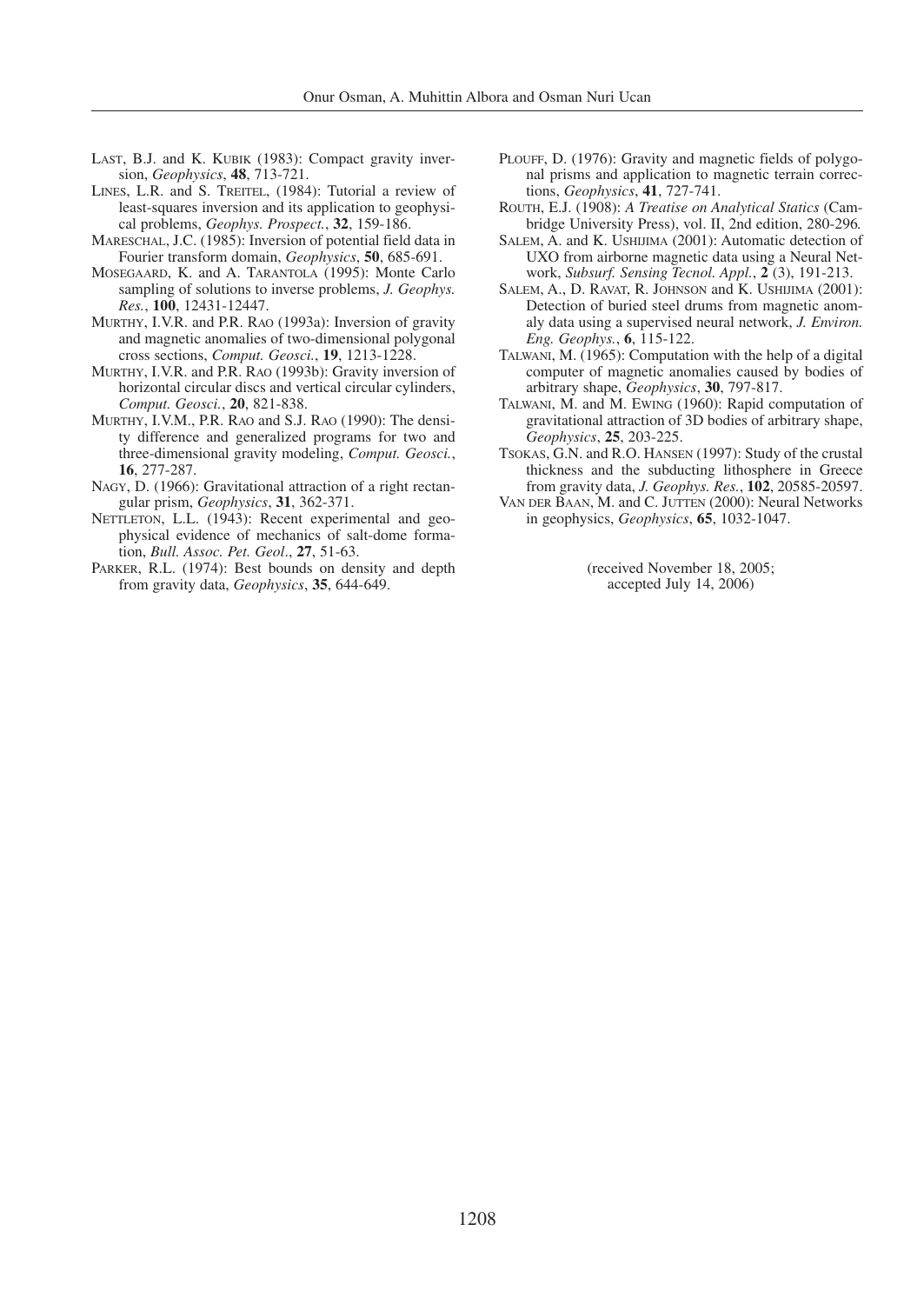LAST, B.J. and K. KUBIK (1983): Compact gravity inversion, *Geophysics*, **48**, 713-721.

LINES, L.R. and S. TREITEL, (1984): Tutorial a review of least-squares inversion and its application to geophysical problems, *Geophys. Prospect.*, **32**, 159-186.

MARESCHAL, J.C. (1985): Inversion of potential field data in Fourier transform domain, *Geophysics*, **50**, 685-691.

MOSEGAARD, K. and A. TARANTOLA (1995): Monte Carlo sampling of solutions to inverse problems, *J. Geophys. Res.*, **100**, 12431-12447.

MURTHY, I.V.R. and P.R. RAO (1993a): Inversion of gravity and magnetic anomalies of two-dimensional polygonal cross sections, *Comput. Geosci.*, **19**, 1213-1228.

MURTHY, I.V.R. and P.R. RAO (1993b): Gravity inversion of horizontal circular discs and vertical circular cylinders, *Comput. Geosci.*, **20**, 821-838.

MURTHY, I.V.M., P.R. RAO and S.J. RAO (1990): The density difference and generalized programs for two and three-dimensional gravity modeling, *Comput. Geosci.*, **16**, 277-287.

NAGY, D. (1966): Gravitational attraction of a right rectangular prism, *Geophysics*, **31**, 362-371.

NETTLETON, L.L. (1943): Recent experimental and geophysical evidence of mechanics of salt-dome formation, *Bull. Assoc. Pet. Geol*., **27**, 51-63.

PARKER, R.L. (1974): Best bounds on density and depth from gravity data, *Geophysics*, **35**, 644-649.

PLOUFF, D. (1976): Gravity and magnetic fields of polygonal prisms and application to magnetic terrain corrections, *Geophysics*, **41**, 727-741.

ROUTH, E.J. (1908): *A Treatise on Analytical Statics* (Cambridge University Press), vol. II, 2nd edition, 280-296*.*

SALEM, A. and K. USHIJIMA (2001): Automatic detection of UXO from airborne magnetic data using a Neural Network, *Subsurf. Sensing Tecnol. Appl.*, **2** (3), 191-213.

SALEM, A., D. RAVAT, R. JOHNSON and K. USHIJIMA (2001): Detection of buried steel drums from magnetic anomaly data using a supervised neural network, *J. Environ. Eng. Geophys.*, **6**, 115-122.

TALWANI, M. (1965): Computation with the help of a digital computer of magnetic anomalies caused by bodies of arbitrary shape, *Geophysics*, **30**, 797-817.

TALWANI, M. and M. EWING (1960): Rapid computation of gravitational attraction of 3D bodies of arbitrary shape, *Geophysics*, **25**, 203-225.

TSOKAS, G.N. and R.O. HANSEN (1997): Study of the crustal thickness and the subducting lithosphere in Greece from gravity data, *J. Geophys. Res.*, **102**, 20585-20597.

VAN DER BAAN, M. and C. JUTTEN (2000): Neural Networks in geophysics, *Geophysics*, **65**, 1032-1047.

(received November 18, 2005;
accepted July 14, 2006)